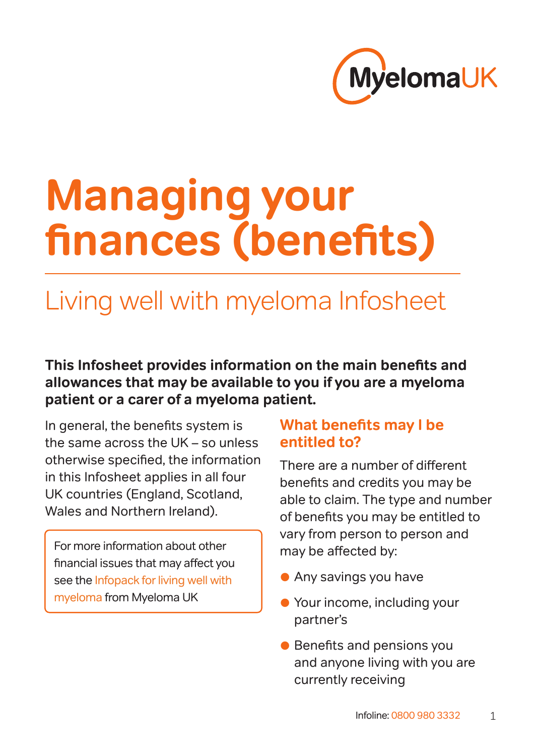MyelomaUK

# Managing your finances (benefits)

## Living well with myeloma Infosheet

**This Infosheet provides information on the main benefits and allowances that may be available to you if you are a myeloma patient or a carer of a myeloma patient.**

In general, the benefits system is the same across the UK – so unless otherwise specified, the information in this Infosheet applies in all four UK countries (England, Scotland, Wales and Northern Ireland).

> For more information about other financial issues that may affect you see the Infopack for living well with myeloma from Myeloma UK

## What benefits may I be entitled to?

There are a number of different benefits and credits you may be able to claim. The type and number of benefits you may be entitled to vary from person to person and may be affected by:

- Any savings you have
- Your income, including your partner's
- Benefits and pensions you and anyone living with you are currently receiving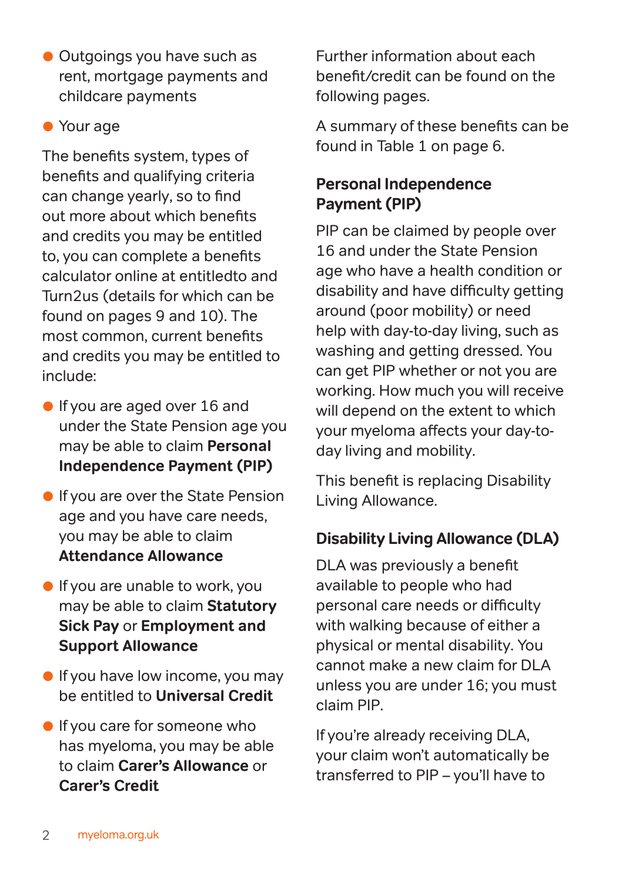- Outgoings you have such as rent, mortgage payments and childcare payments
- Your age

The benefits system, types of benefits and qualifying criteria can change yearly, so to find out more about which benefits and credits you may be entitled to, you can complete a benefits calculator online at entitledto and Turn2us (details for which can be found on pages 9 and 10). The most common, current benefits and credits you may be entitled to include:

- If you are aged over 16 and under the State Pension age you may be able to claim **Personal Independence Payment (PIP)**
- If you are over the State Pension age and you have care needs, you may be able to claim **Attendance Allowance**
- If you are unable to work, you may be able to claim **Statutory Sick Pay** or **Employment and Support Allowance**
- If you have low income, you may be entitled to **Universal Credit**
- If you care for someone who has myeloma, you may be able to claim **Carer's Allowance** or **Carer's Credit**

Further information about each benefit/credit can be found on the following pages.

A summary of these benefits can be found in Table 1 on page 6.

### Personal Independence Payment (PIP)

PIP can be claimed by people over 16 and under the State Pension age who have a health condition or disability and have difficulty getting around (poor mobility) or need help with day-to-day living, such as washing and getting dressed. You can get PIP whether or not you are working. How much you will receive will depend on the extent to which your myeloma affects your day-to-day living and mobility.

This benefit is replacing Disability Living Allowance.

### Disability Living Allowance (DLA)

DLA was previously a benefit available to people who had personal care needs or difficulty with walking because of either a physical or mental disability. You cannot make a new claim for DLA unless you are under 16; you must claim PIP.

If you're already receiving DLA, your claim won't automatically be transferred to PIP – you'll have to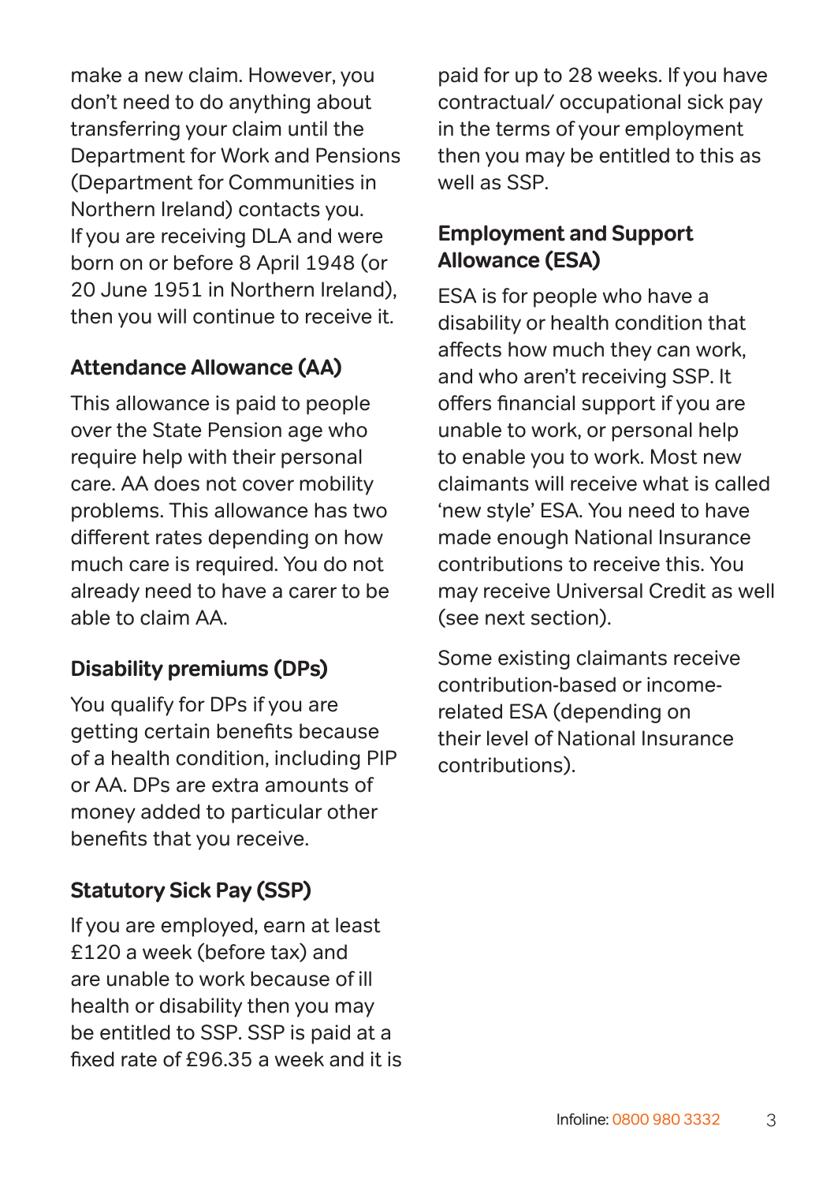make a new claim. However, you don't need to do anything about transferring your claim until the Department for Work and Pensions (Department for Communities in Northern Ireland) contacts you. If you are receiving DLA and were born on or before 8 April 1948 (or 20 June 1951 in Northern Ireland), then you will continue to receive it.

### Attendance Allowance (AA)

This allowance is paid to people over the State Pension age who require help with their personal care. AA does not cover mobility problems. This allowance has two different rates depending on how much care is required. You do not already need to have a carer to be able to claim AA.

### Disability premiums (DPs)

You qualify for DPs if you are getting certain benefits because of a health condition, including PIP or AA. DPs are extra amounts of money added to particular other benefits that you receive.

### Statutory Sick Pay (SSP)

If you are employed, earn at least £120 a week (before tax) and are unable to work because of ill health or disability then you may be entitled to SSP. SSP is paid at a fixed rate of £96.35 a week and it is paid for up to 28 weeks. If you have contractual/ occupational sick pay in the terms of your employment then you may be entitled to this as well as SSP.

### Employment and Support Allowance (ESA)

ESA is for people who have a disability or health condition that affects how much they can work, and who aren't receiving SSP. It offers financial support if you are unable to work, or personal help to enable you to work. Most new claimants will receive what is called 'new style' ESA. You need to have made enough National Insurance contributions to receive this. You may receive Universal Credit as well (see next section).

Some existing claimants receive contribution-based or income-related ESA (depending on their level of National Insurance contributions).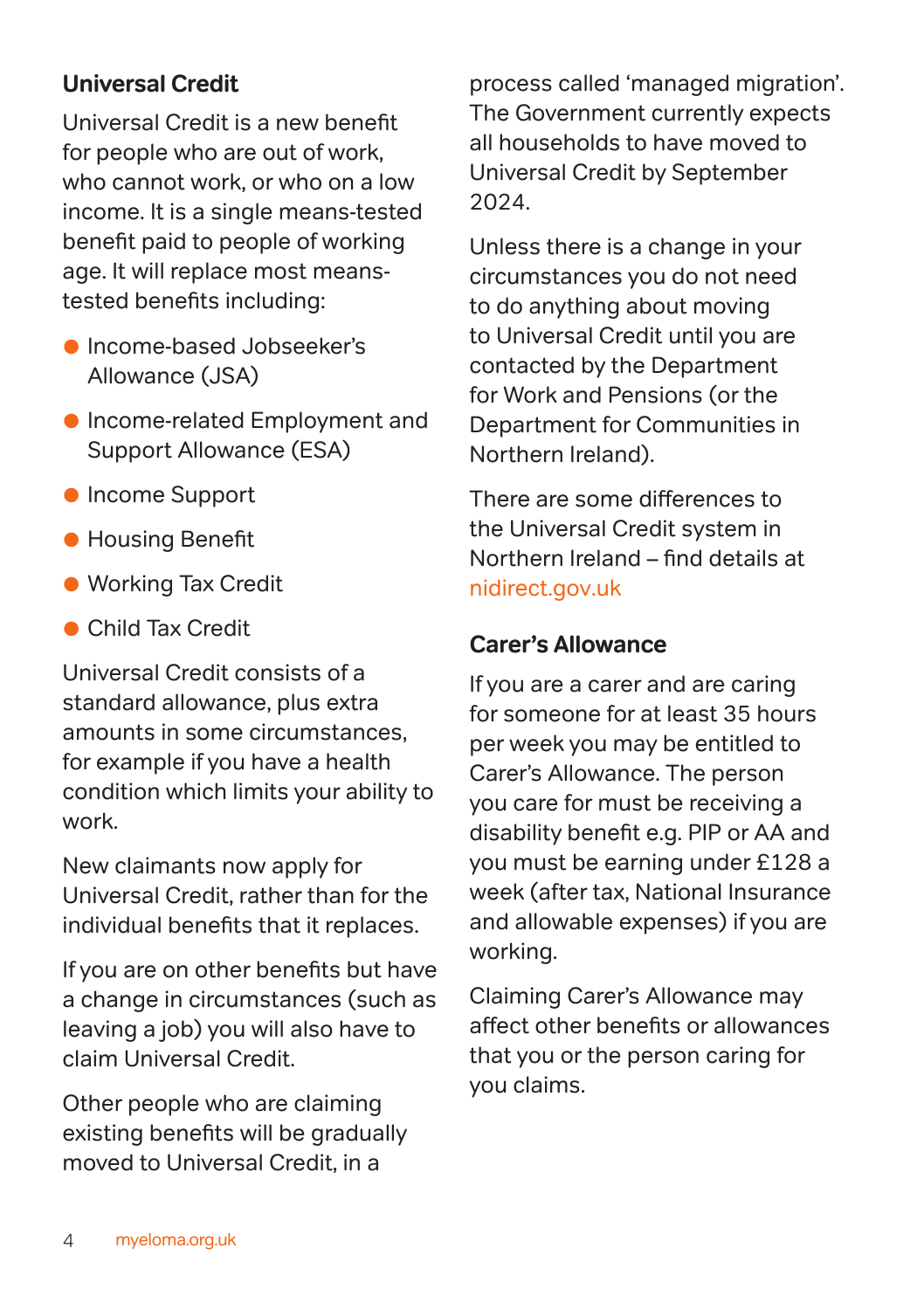## Universal Credit

Universal Credit is a new benefit for people who are out of work, who cannot work, or who on a low income. It is a single means-tested benefit paid to people of working age. It will replace most means-tested benefits including:

- Income-based Jobseeker's Allowance (JSA)
- Income-related Employment and Support Allowance (ESA)
- Income Support
- Housing Benefit
- Working Tax Credit
- Child Tax Credit

Universal Credit consists of a standard allowance, plus extra amounts in some circumstances, for example if you have a health condition which limits your ability to work.

New claimants now apply for Universal Credit, rather than for the individual benefits that it replaces.

If you are on other benefits but have a change in circumstances (such as leaving a job) you will also have to claim Universal Credit.

Other people who are claiming existing benefits will be gradually moved to Universal Credit, in a process called 'managed migration'. The Government currently expects all households to have moved to Universal Credit by September 2024.

Unless there is a change in your circumstances you do not need to do anything about moving to Universal Credit until you are contacted by the Department for Work and Pensions (or the Department for Communities in Northern Ireland).

There are some differences to the Universal Credit system in Northern Ireland – find details at nidirect.gov.uk

## Carer's Allowance

If you are a carer and are caring for someone for at least 35 hours per week you may be entitled to Carer's Allowance. The person you care for must be receiving a disability benefit e.g. PIP or AA and you must be earning under £128 a week (after tax, National Insurance and allowable expenses) if you are working.

Claiming Carer's Allowance may affect other benefits or allowances that you or the person caring for you claims.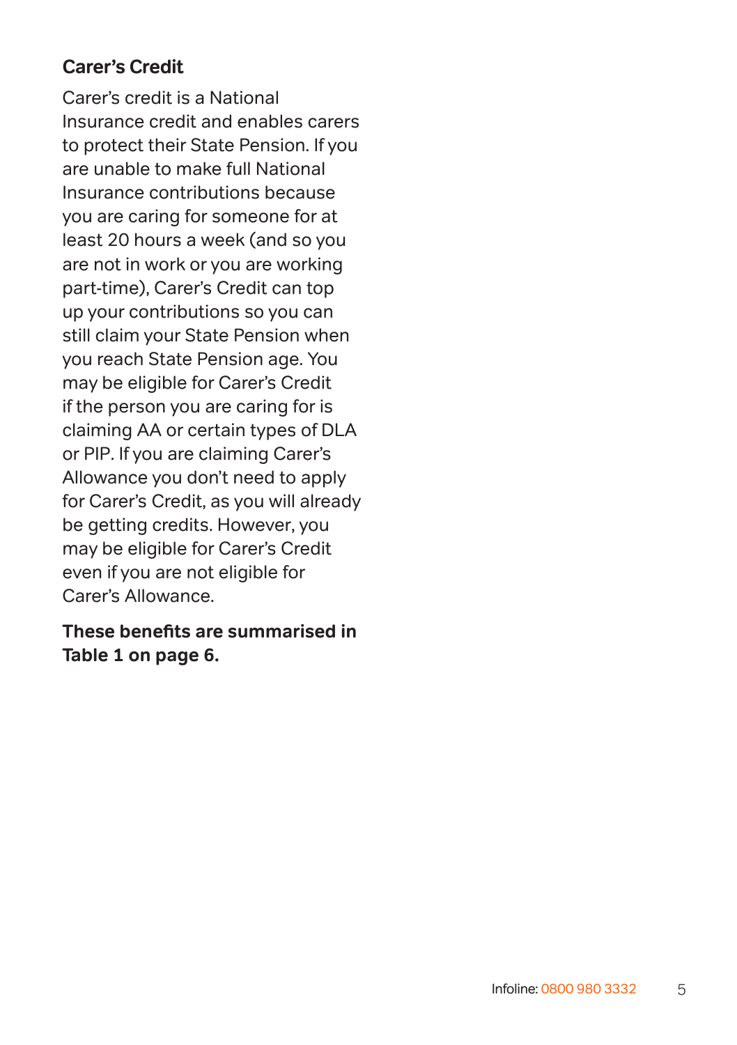### Carer's Credit

Carer's credit is a National Insurance credit and enables carers to protect their State Pension. If you are unable to make full National Insurance contributions because you are caring for someone for at least 20 hours a week (and so you are not in work or you are working part-time), Carer's Credit can top up your contributions so you can still claim your State Pension when you reach State Pension age. You may be eligible for Carer's Credit if the person you are caring for is claiming AA or certain types of DLA or PIP. If you are claiming Carer's Allowance you don't need to apply for Carer's Credit, as you will already be getting credits. However, you may be eligible for Carer's Credit even if you are not eligible for Carer's Allowance.

**These benefits are summarised in Table 1 on page 6.**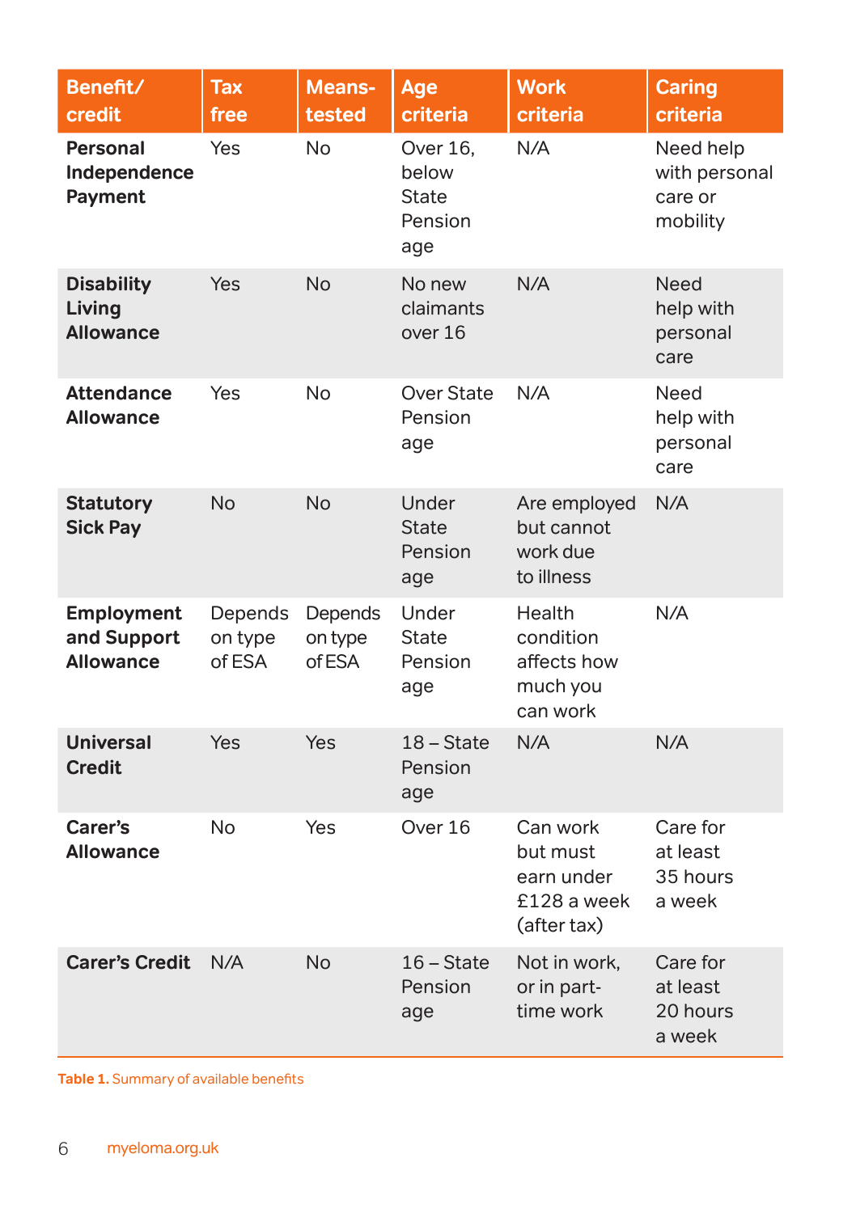| Benefit/credit | Tax free | Means-tested | Age criteria | Work criteria | Caring criteria |
|---|---|---|---|---|---|
| **Personal Independence Payment** | Yes | No | Over 16, below State Pension age | N/A | Need help with personal care or mobility |
| **Disability Living Allowance** | Yes | No | No new claimants over 16 | N/A | Need help with personal care |
| **Attendance Allowance** | Yes | No | Over State Pension age | N/A | Need help with personal care |
| **Statutory Sick Pay** | No | No | Under State Pension age | Are employed but cannot work due to illness | N/A |
| **Employment and Support Allowance** | Depends on type of ESA | Depends on type of ESA | Under State Pension age | Health condition affects how much you can work | N/A |
| **Universal Credit** | Yes | Yes | 18 – State Pension age | N/A | N/A |
| **Carer's Allowance** | No | Yes | Over 16 | Can work but must earn under £128 a week (after tax) | Care for at least 35 hours a week |
| **Carer's Credit** | N/A | No | 16 – State Pension age | Not in work, or in part-time work | Care for at least 20 hours a week |

**Table 1.** Summary of available benefits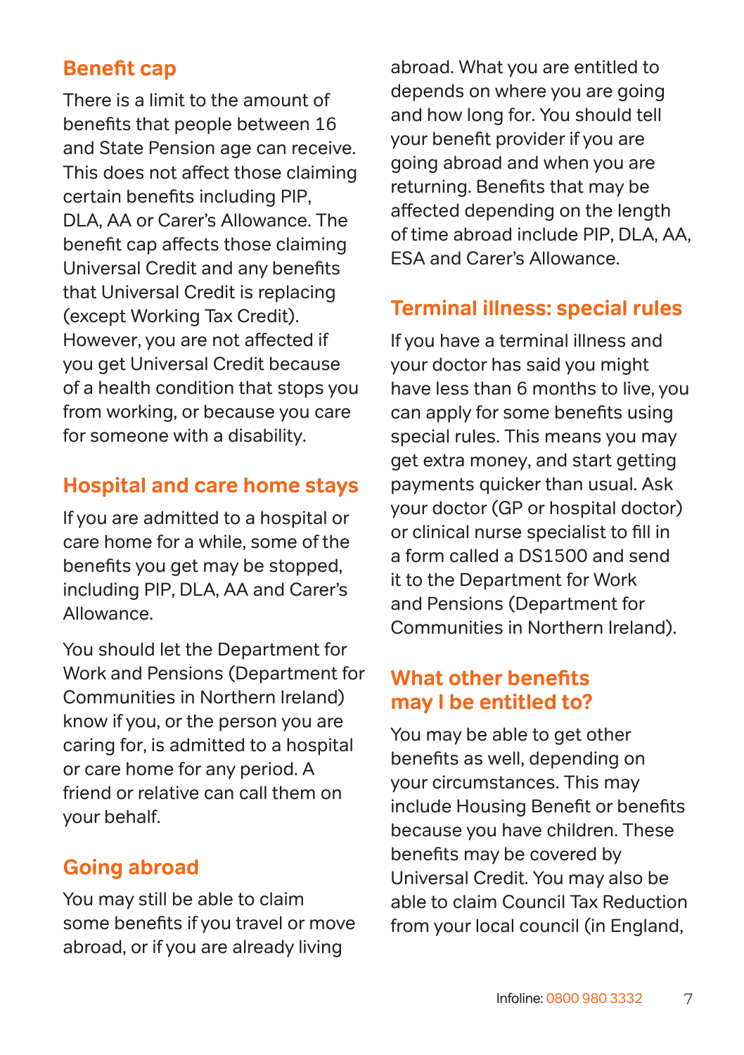## Benefit cap

There is a limit to the amount of benefits that people between 16 and State Pension age can receive. This does not affect those claiming certain benefits including PIP, DLA, AA or Carer's Allowance. The benefit cap affects those claiming Universal Credit and any benefits that Universal Credit is replacing (except Working Tax Credit). However, you are not affected if you get Universal Credit because of a health condition that stops you from working, or because you care for someone with a disability.

## Hospital and care home stays

If you are admitted to a hospital or care home for a while, some of the benefits you get may be stopped, including PIP, DLA, AA and Carer's Allowance.

You should let the Department for Work and Pensions (Department for Communities in Northern Ireland) know if you, or the person you are caring for, is admitted to a hospital or care home for any period. A friend or relative can call them on your behalf.

## Going abroad

You may still be able to claim some benefits if you travel or move abroad, or if you are already living abroad. What you are entitled to depends on where you are going and how long for. You should tell your benefit provider if you are going abroad and when you are returning. Benefits that may be affected depending on the length of time abroad include PIP, DLA, AA, ESA and Carer's Allowance.

## Terminal illness: special rules

If you have a terminal illness and your doctor has said you might have less than 6 months to live, you can apply for some benefits using special rules. This means you may get extra money, and start getting payments quicker than usual. Ask your doctor (GP or hospital doctor) or clinical nurse specialist to fill in a form called a DS1500 and send it to the Department for Work and Pensions (Department for Communities in Northern Ireland).

## What other benefits may I be entitled to?

You may be able to get other benefits as well, depending on your circumstances. This may include Housing Benefit or benefits because you have children. These benefits may be covered by Universal Credit. You may also be able to claim Council Tax Reduction from your local council (in England,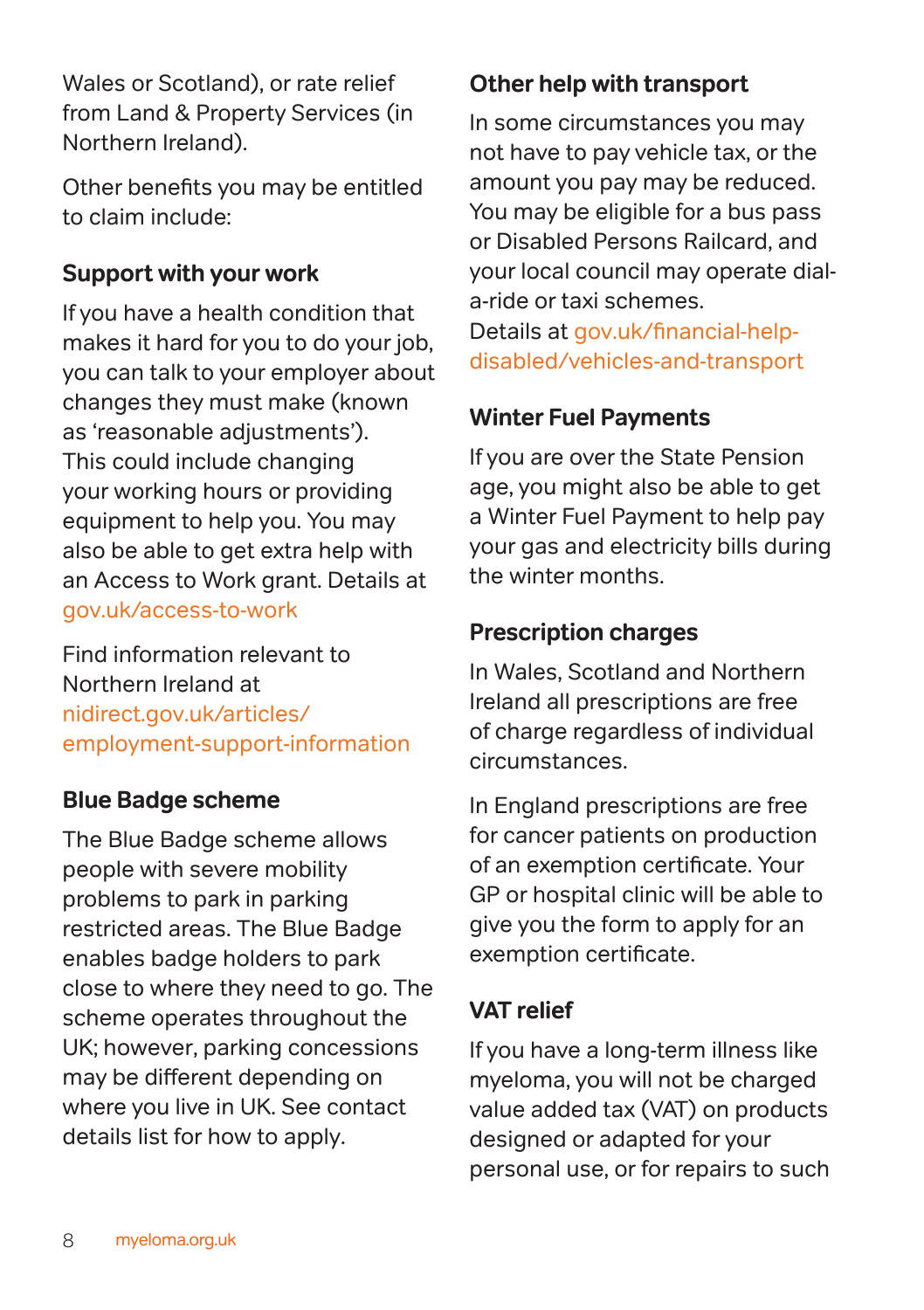Wales or Scotland), or rate relief from Land & Property Services (in Northern Ireland).

Other benefits you may be entitled to claim include:

### Support with your work

If you have a health condition that makes it hard for you to do your job, you can talk to your employer about changes they must make (known as 'reasonable adjustments'). This could include changing your working hours or providing equipment to help you. You may also be able to get extra help with an Access to Work grant. Details at gov.uk/access-to-work

Find information relevant to Northern Ireland at nidirect.gov.uk/articles/employment-support-information

### Blue Badge scheme

The Blue Badge scheme allows people with severe mobility problems to park in parking restricted areas. The Blue Badge enables badge holders to park close to where they need to go. The scheme operates throughout the UK; however, parking concessions may be different depending on where you live in UK. See contact details list for how to apply.

### Other help with transport

In some circumstances you may not have to pay vehicle tax, or the amount you pay may be reduced. You may be eligible for a bus pass or Disabled Persons Railcard, and your local council may operate dial-a-ride or taxi schemes.
Details at gov.uk/financial-help-disabled/vehicles-and-transport

### Winter Fuel Payments

If you are over the State Pension age, you might also be able to get a Winter Fuel Payment to help pay your gas and electricity bills during the winter months.

### Prescription charges

In Wales, Scotland and Northern Ireland all prescriptions are free of charge regardless of individual circumstances.

In England prescriptions are free for cancer patients on production of an exemption certificate. Your GP or hospital clinic will be able to give you the form to apply for an exemption certificate.

### VAT relief

If you have a long-term illness like myeloma, you will not be charged value added tax (VAT) on products designed or adapted for your personal use, or for repairs to such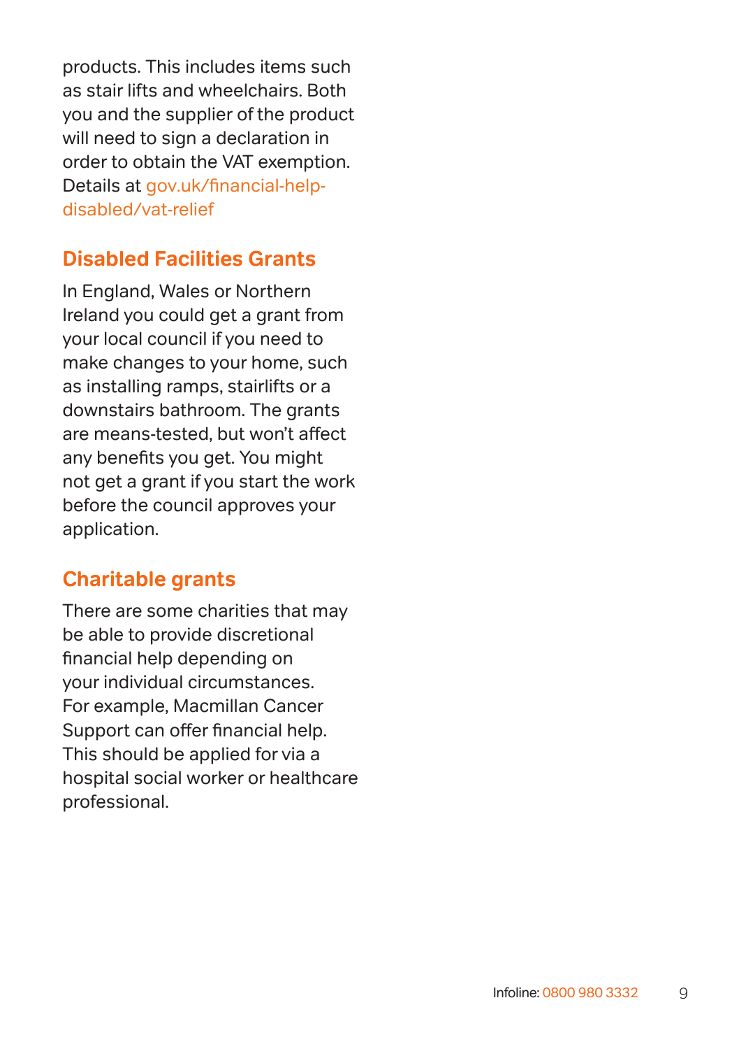products. This includes items such as stair lifts and wheelchairs. Both you and the supplier of the product will need to sign a declaration in order to obtain the VAT exemption. Details at gov.uk/financial-help-disabled/vat-relief

## Disabled Facilities Grants

In England, Wales or Northern Ireland you could get a grant from your local council if you need to make changes to your home, such as installing ramps, stairlifts or a downstairs bathroom. The grants are means-tested, but won't affect any benefits you get. You might not get a grant if you start the work before the council approves your application.

## Charitable grants

There are some charities that may be able to provide discretional financial help depending on your individual circumstances. For example, Macmillan Cancer Support can offer financial help. This should be applied for via a hospital social worker or healthcare professional.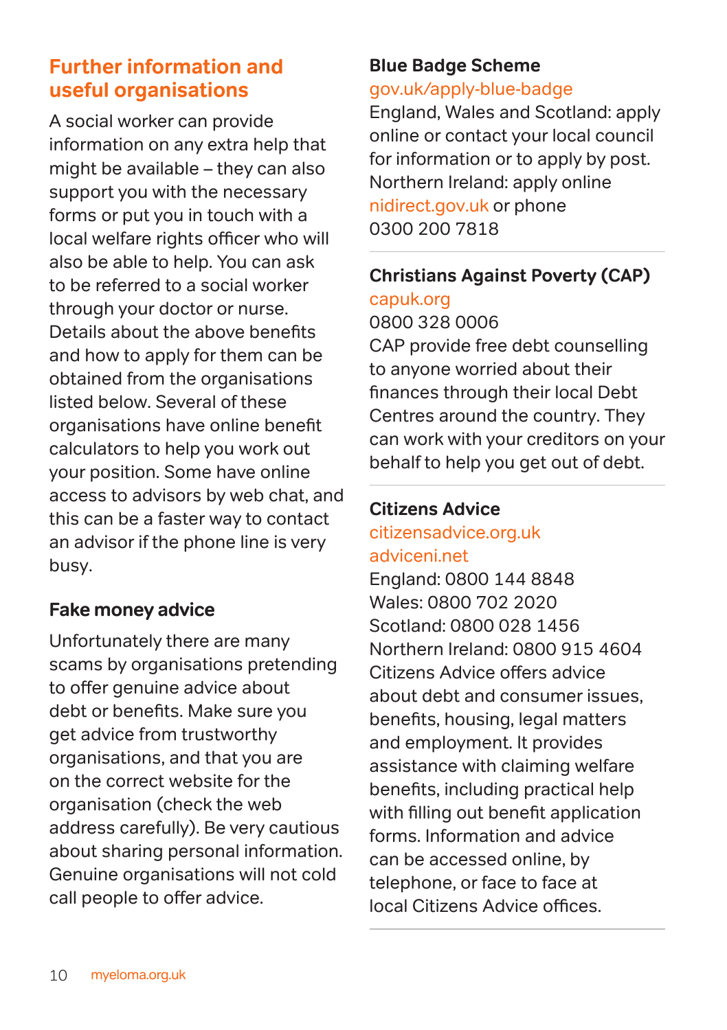## Further information and useful organisations

A social worker can provide information on any extra help that might be available – they can also support you with the necessary forms or put you in touch with a local welfare rights officer who will also be able to help. You can ask to be referred to a social worker through your doctor or nurse. Details about the above benefits and how to apply for them can be obtained from the organisations listed below. Several of these organisations have online benefit calculators to help you work out your position. Some have online access to advisors by web chat, and this can be a faster way to contact an advisor if the phone line is very busy.

### Fake money advice

Unfortunately there are many scams by organisations pretending to offer genuine advice about debt or benefits. Make sure you get advice from trustworthy organisations, and that you are on the correct website for the organisation (check the web address carefully). Be very cautious about sharing personal information. Genuine organisations will not cold call people to offer advice.

### Blue Badge Scheme

gov.uk/apply-blue-badge

England, Wales and Scotland: apply online or contact your local council for information or to apply by post. Northern Ireland: apply online nidirect.gov.uk or phone 0300 200 7818

### Christians Against Poverty (CAP)

capuk.org

0800 328 0006

CAP provide free debt counselling to anyone worried about their finances through their local Debt Centres around the country. They can work with your creditors on your behalf to help you get out of debt.

### Citizens Advice

citizensadvice.org.uk

adviceni.net

England: 0800 144 8848

Wales: 0800 702 2020

Scotland: 0800 028 1456

Northern Ireland: 0800 915 4604

Citizens Advice offers advice about debt and consumer issues, benefits, housing, legal matters and employment. It provides assistance with claiming welfare benefits, including practical help with filling out benefit application forms. Information and advice can be accessed online, by telephone, or face to face at local Citizens Advice offices.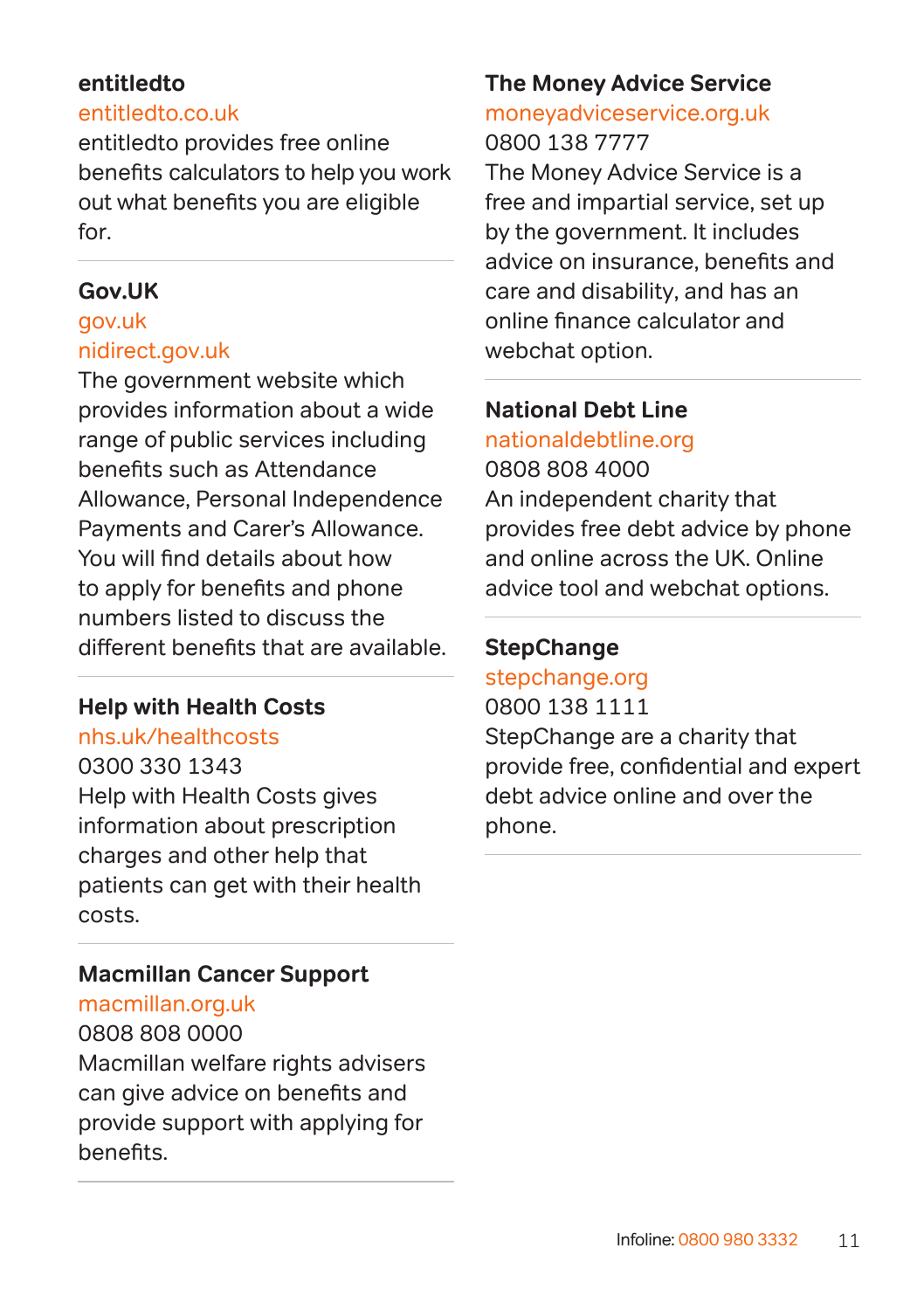### entitledto

entitledto.co.uk

entitledto provides free online benefits calculators to help you work out what benefits you are eligible for.

### Gov.UK

gov.uk

nidirect.gov.uk

The government website which provides information about a wide range of public services including benefits such as Attendance Allowance, Personal Independence Payments and Carer's Allowance. You will find details about how to apply for benefits and phone numbers listed to discuss the different benefits that are available.

### Help with Health Costs

nhs.uk/healthcosts

0300 330 1343

Help with Health Costs gives information about prescription charges and other help that patients can get with their health costs.

### Macmillan Cancer Support

macmillan.org.uk

0808 808 0000

Macmillan welfare rights advisers can give advice on benefits and provide support with applying for benefits.

### The Money Advice Service

moneyadviceservice.org.uk

0800 138 7777

The Money Advice Service is a free and impartial service, set up by the government. It includes advice on insurance, benefits and care and disability, and has an online finance calculator and webchat option.

### National Debt Line

nationaldebtline.org

0808 808 4000

An independent charity that provides free debt advice by phone and online across the UK. Online advice tool and webchat options.

### StepChange

stepchange.org

0800 138 1111

StepChange are a charity that provide free, confidential and expert debt advice online and over the phone.

Infoline: 0800 980 3332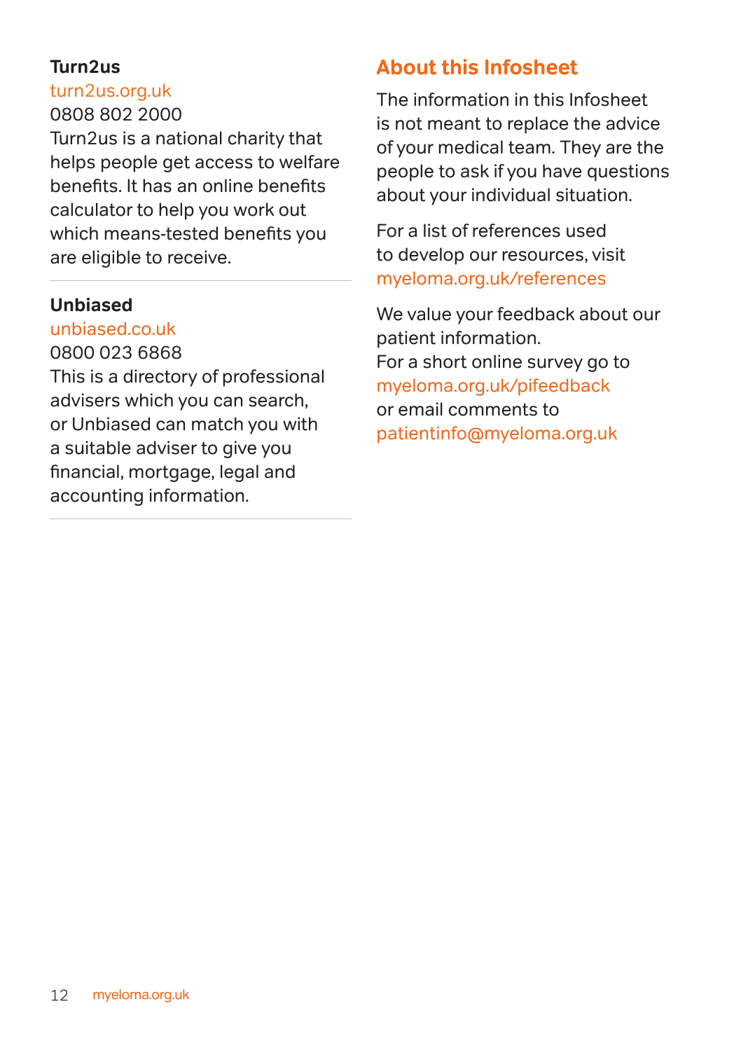**Turn2us**

turn2us.org.uk

0808 802 2000

Turn2us is a national charity that helps people get access to welfare benefits. It has an online benefits calculator to help you work out which means-tested benefits you are eligible to receive.

---

**Unbiased**

unbiased.co.uk

0800 023 6868

This is a directory of professional advisers which you can search, or Unbiased can match you with a suitable adviser to give you financial, mortgage, legal and accounting information.

---

## About this Infosheet

The information in this Infosheet is not meant to replace the advice of your medical team. They are the people to ask if you have questions about your individual situation.

For a list of references used to develop our resources, visit myeloma.org.uk/references

We value your feedback about our patient information.
For a short online survey go to myeloma.org.uk/pifeedback
or email comments to patientinfo@myeloma.org.uk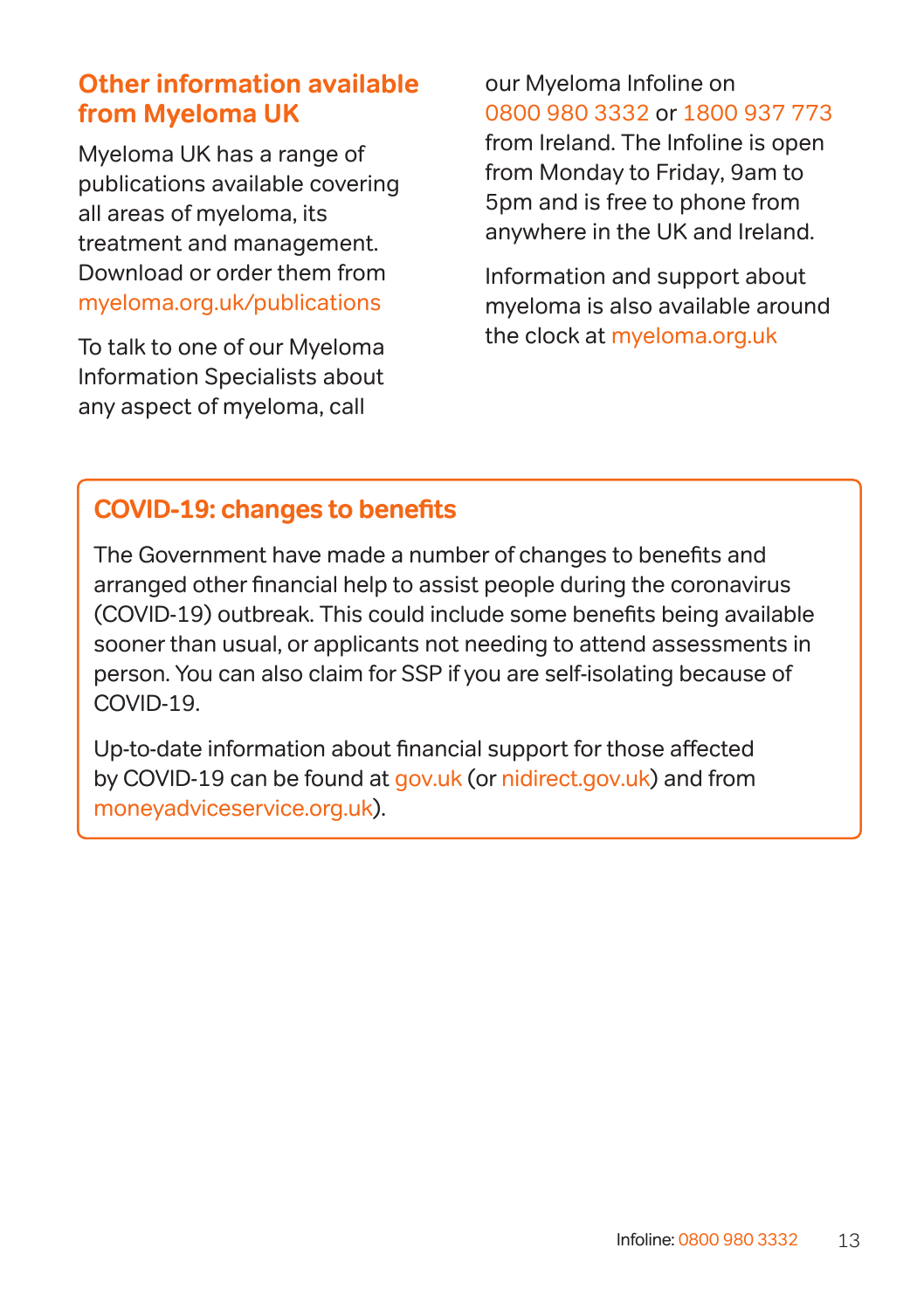## Other information available from Myeloma UK

Myeloma UK has a range of publications available covering all areas of myeloma, its treatment and management. Download or order them from myeloma.org.uk/publications

To talk to one of our Myeloma Information Specialists about any aspect of myeloma, call our Myeloma Infoline on 0800 980 3332 or 1800 937 773 from Ireland. The Infoline is open from Monday to Friday, 9am to 5pm and is free to phone from anywhere in the UK and Ireland.

Information and support about myeloma is also available around the clock at myeloma.org.uk

### COVID-19: changes to benefits

The Government have made a number of changes to benefits and arranged other financial help to assist people during the coronavirus (COVID-19) outbreak. This could include some benefits being available sooner than usual, or applicants not needing to attend assessments in person. You can also claim for SSP if you are self-isolating because of COVID-19.

Up-to-date information about financial support for those affected by COVID-19 can be found at gov.uk (or nidirect.gov.uk) and from moneyadviceservice.org.uk).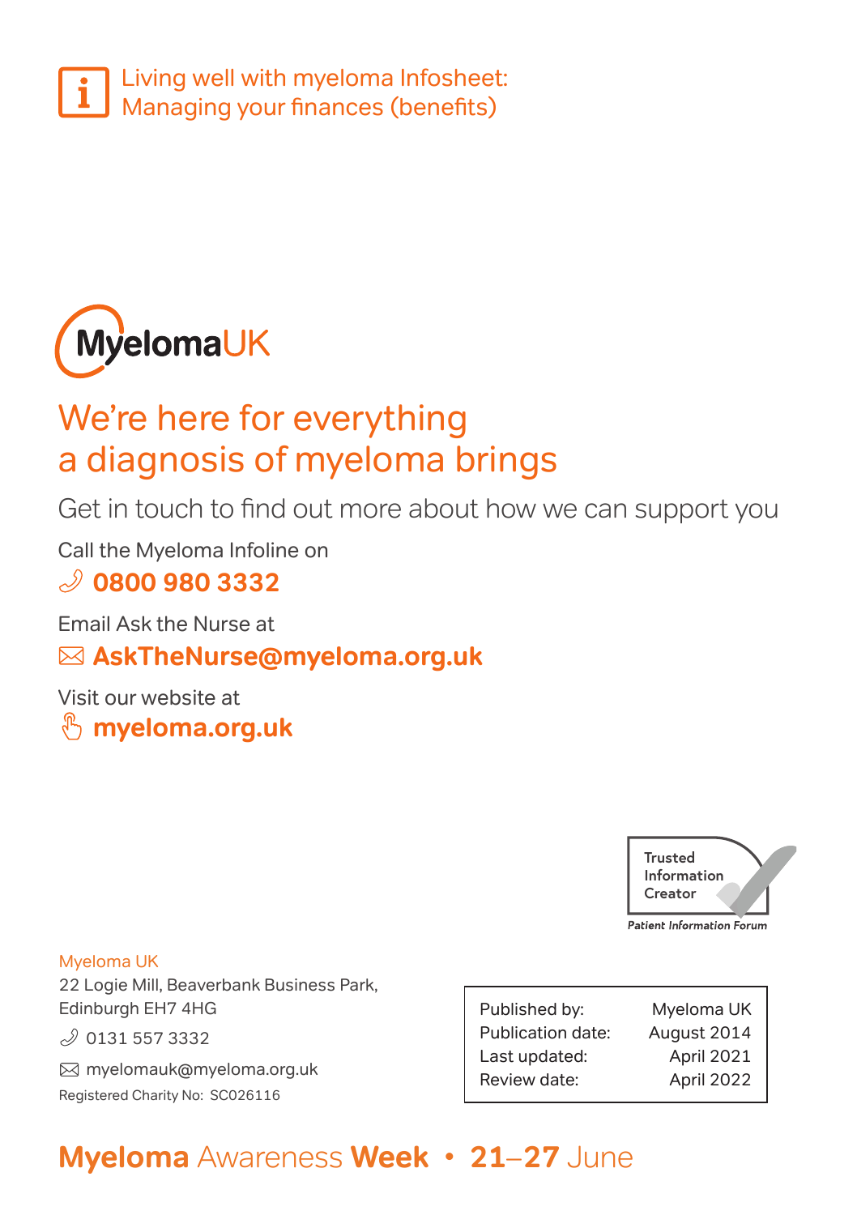Living well with myeloma Infosheet:
Managing your finances (benefits)

MyelomaUK

## We're here for everything a diagnosis of myeloma brings

Get in touch to find out more about how we can support you

Call the Myeloma Infoline on

**0800 980 3332**

Email Ask the Nurse at

**AskTheNurse@myeloma.org.uk**

Visit our website at

**myeloma.org.uk**

Trusted Information Creator

*Patient Information Forum*

Myeloma UK

22 Logie Mill, Beaverbank Business Park,
Edinburgh EH7 4HG

0131 557 3332

myelomauk@myeloma.org.uk

Registered Charity No: SC026116

| | |
|---|---|
| Published by: | Myeloma UK |
| Publication date: | August 2014 |
| Last updated: | April 2021 |
| Review date: | April 2022 |

**Myeloma** Awareness **Week** • **21–27** June